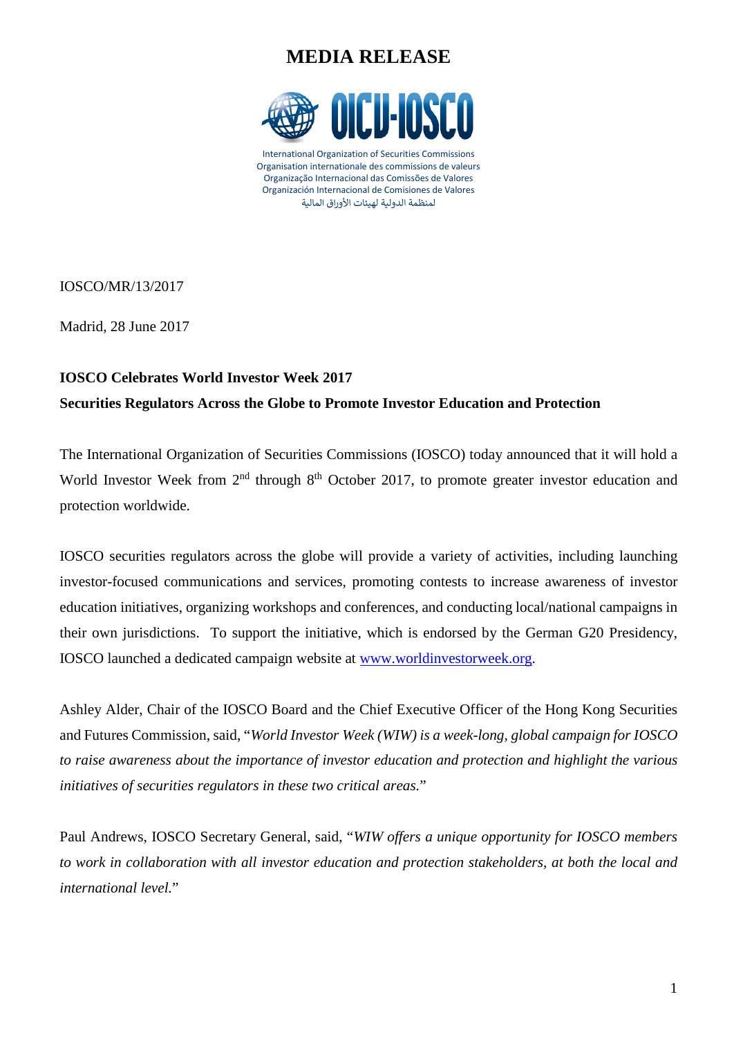# MEDIA RELEASE

OICU-IOSCO

International Organization of Securities Commissions
Organisation internationale des commissions de valeurs
Organização Internacional das Comissões de Valores
Organización Internacional de Comisiones de Valores
لمنظمة الدولية لهيئات الأوراق المالية

IOSCO/MR/13/2017

Madrid, 28 June 2017

**IOSCO Celebrates World Investor Week 2017**

**Securities Regulators Across the Globe to Promote Investor Education and Protection**

The International Organization of Securities Commissions (IOSCO) today announced that it will hold a World Investor Week from 2nd through 8th October 2017, to promote greater investor education and protection worldwide.

IOSCO securities regulators across the globe will provide a variety of activities, including launching investor-focused communications and services, promoting contests to increase awareness of investor education initiatives, organizing workshops and conferences, and conducting local/national campaigns in their own jurisdictions. To support the initiative, which is endorsed by the German G20 Presidency, IOSCO launched a dedicated campaign website at [www.worldinvestorweek.org](http://www.worldinvestorweek.org).

Ashley Alder, Chair of the IOSCO Board and the Chief Executive Officer of the Hong Kong Securities and Futures Commission, said, "*World Investor Week (WIW) is a week-long, global campaign for IOSCO to raise awareness about the importance of investor education and protection and highlight the various initiatives of securities regulators in these two critical areas.*"

Paul Andrews, IOSCO Secretary General, said, "*WIW offers a unique opportunity for IOSCO members to work in collaboration with all investor education and protection stakeholders, at both the local and international level.*"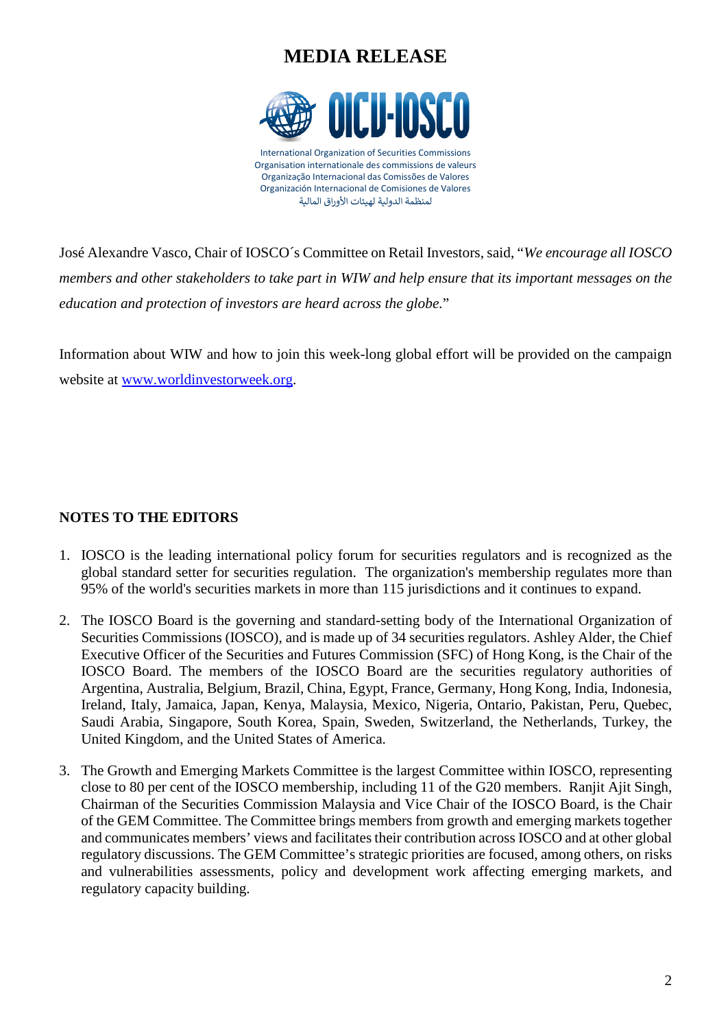# MEDIA RELEASE

International Organization of Securities Commissions
Organisation internationale des commissions de valeurs
Organização Internacional das Comissões de Valores
Organización Internacional de Comisiones de Valores
لمنظمة الدولية لهيئات الأوراق المالية

José Alexandre Vasco, Chair of IOSCO´s Committee on Retail Investors, said, "*We encourage all IOSCO members and other stakeholders to take part in WIW and help ensure that its important messages on the education and protection of investors are heard across the globe.*"

Information about WIW and how to join this week-long global effort will be provided on the campaign website at [www.worldinvestorweek.org](http://www.worldinvestorweek.org).

**NOTES TO THE EDITORS**

1. IOSCO is the leading international policy forum for securities regulators and is recognized as the global standard setter for securities regulation. The organization's membership regulates more than 95% of the world's securities markets in more than 115 jurisdictions and it continues to expand.

2. The IOSCO Board is the governing and standard-setting body of the International Organization of Securities Commissions (IOSCO), and is made up of 34 securities regulators. Ashley Alder, the Chief Executive Officer of the Securities and Futures Commission (SFC) of Hong Kong, is the Chair of the IOSCO Board. The members of the IOSCO Board are the securities regulatory authorities of Argentina, Australia, Belgium, Brazil, China, Egypt, France, Germany, Hong Kong, India, Indonesia, Ireland, Italy, Jamaica, Japan, Kenya, Malaysia, Mexico, Nigeria, Ontario, Pakistan, Peru, Quebec, Saudi Arabia, Singapore, South Korea, Spain, Sweden, Switzerland, the Netherlands, Turkey, the United Kingdom, and the United States of America.

3. The Growth and Emerging Markets Committee is the largest Committee within IOSCO, representing close to 80 per cent of the IOSCO membership, including 11 of the G20 members. Ranjit Ajit Singh, Chairman of the Securities Commission Malaysia and Vice Chair of the IOSCO Board, is the Chair of the GEM Committee. The Committee brings members from growth and emerging markets together and communicates members' views and facilitates their contribution across IOSCO and at other global regulatory discussions. The GEM Committee's strategic priorities are focused, among others, on risks and vulnerabilities assessments, policy and development work affecting emerging markets, and regulatory capacity building.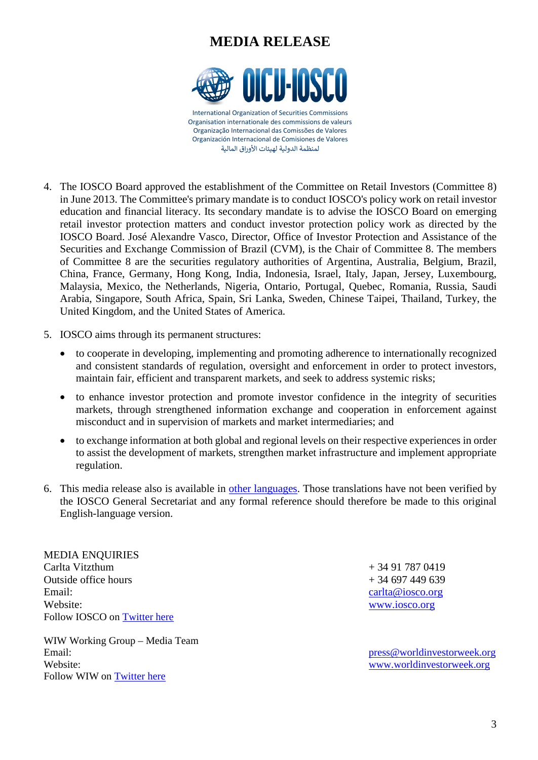# MEDIA RELEASE

International Organization of Securities Commissions
Organisation internationale des commissions de valeurs
Organização Internacional das Comissões de Valores
Organización Internacional de Comisiones de Valores
لمنظمة الدولية لهيئات الأوراق المالية

4. The IOSCO Board approved the establishment of the Committee on Retail Investors (Committee 8) in June 2013. The Committee's primary mandate is to conduct IOSCO's policy work on retail investor education and financial literacy. Its secondary mandate is to advise the IOSCO Board on emerging retail investor protection matters and conduct investor protection policy work as directed by the IOSCO Board. José Alexandre Vasco, Director, Office of Investor Protection and Assistance of the Securities and Exchange Commission of Brazil (CVM), is the Chair of Committee 8. The members of Committee 8 are the securities regulatory authorities of Argentina, Australia, Belgium, Brazil, China, France, Germany, Hong Kong, India, Indonesia, Israel, Italy, Japan, Jersey, Luxembourg, Malaysia, Mexico, the Netherlands, Nigeria, Ontario, Portugal, Quebec, Romania, Russia, Saudi Arabia, Singapore, South Africa, Spain, Sri Lanka, Sweden, Chinese Taipei, Thailand, Turkey, the United Kingdom, and the United States of America.

5. IOSCO aims through its permanent structures:

   - to cooperate in developing, implementing and promoting adherence to internationally recognized and consistent standards of regulation, oversight and enforcement in order to protect investors, maintain fair, efficient and transparent markets, and seek to address systemic risks;
   - to enhance investor protection and promote investor confidence in the integrity of securities markets, through strengthened information exchange and cooperation in enforcement against misconduct and in supervision of markets and market intermediaries; and
   - to exchange information at both global and regional levels on their respective experiences in order to assist the development of markets, strengthen market infrastructure and implement appropriate regulation.

6. This media release also is available in other languages. Those translations have not been verified by the IOSCO General Secretariat and any formal reference should therefore be made to this original English-language version.

MEDIA ENQUIRIES
Carlta Vitzthum — + 34 91 787 0419
Outside office hours — + 34 697 449 639
Email: carlta@iosco.org
Website: www.iosco.org
Follow IOSCO on Twitter here

WIW Working Group – Media Team
Email: press@worldinvestorweek.org
Website: www.worldinvestorweek.org
Follow WIW on Twitter here